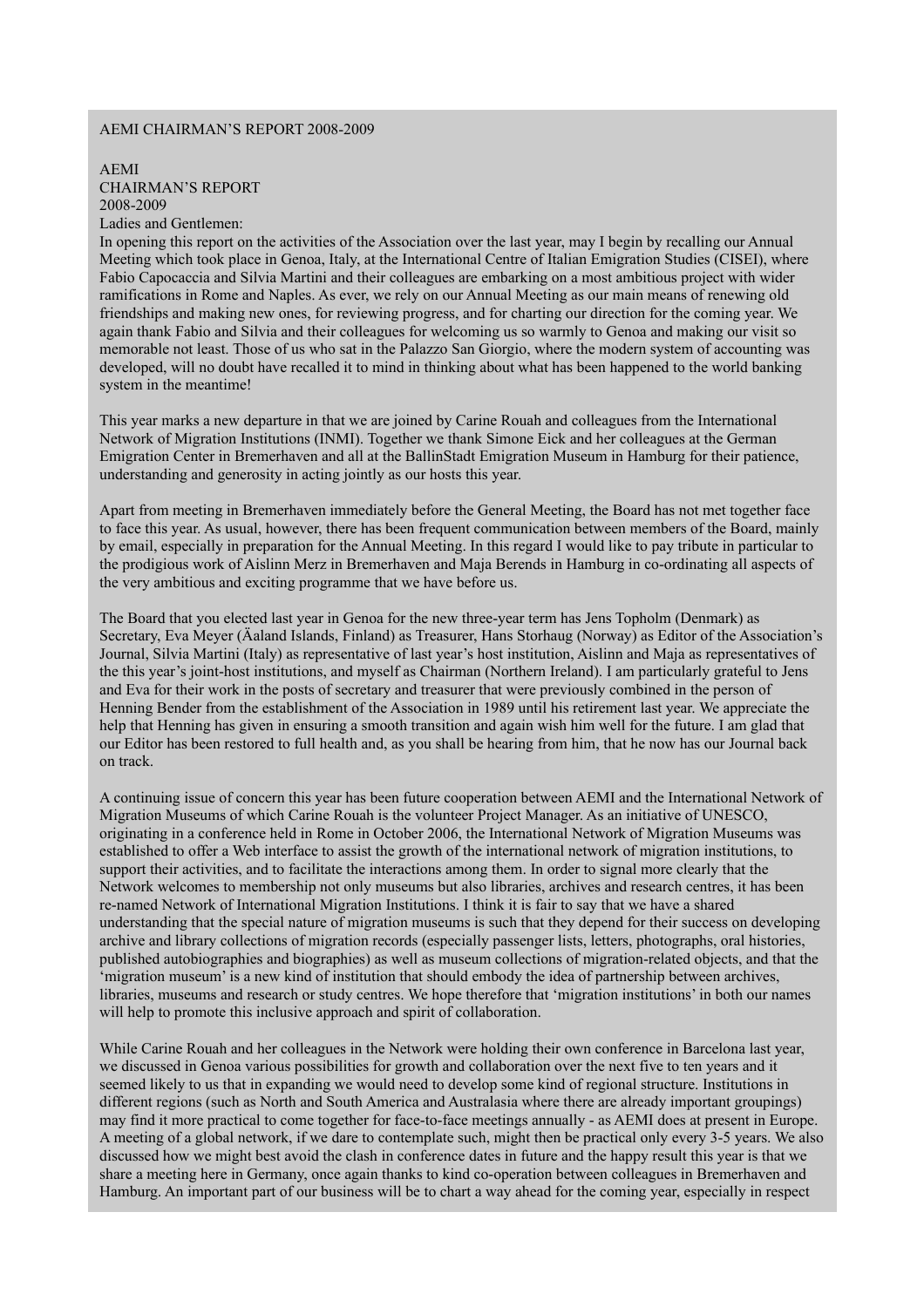AEMI CHAIRMAN'S REPORT 2008-2009

AEMI
CHAIRMAN'S REPORT
2008-2009

Ladies and Gentlemen:

In opening this report on the activities of the Association over the last year, may I begin by recalling our Annual Meeting which took place in Genoa, Italy, at the International Centre of Italian Emigration Studies (CISEI), where Fabio Capocaccia and Silvia Martini and their colleagues are embarking on a most ambitious project with wider ramifications in Rome and Naples. As ever, we rely on our Annual Meeting as our main means of renewing old friendships and making new ones, for reviewing progress, and for charting our direction for the coming year. We again thank Fabio and Silvia and their colleagues for welcoming us so warmly to Genoa and making our visit so memorable not least. Those of us who sat in the Palazzo San Giorgio, where the modern system of accounting was developed, will no doubt have recalled it to mind in thinking about what has been happened to the world banking system in the meantime!

This year marks a new departure in that we are joined by Carine Rouah and colleagues from the International Network of Migration Institutions (INMI). Together we thank Simone Eick and her colleagues at the German Emigration Center in Bremerhaven and all at the BallinStadt Emigration Museum in Hamburg for their patience, understanding and generosity in acting jointly as our hosts this year.

Apart from meeting in Bremerhaven immediately before the General Meeting, the Board has not met together face to face this year. As usual, however, there has been frequent communication between members of the Board, mainly by email, especially in preparation for the Annual Meeting. In this regard I would like to pay tribute in particular to the prodigious work of Aislinn Merz in Bremerhaven and Maja Berends in Hamburg in co-ordinating all aspects of the very ambitious and exciting programme that we have before us.

The Board that you elected last year in Genoa for the new three-year term has Jens Topholm (Denmark) as Secretary, Eva Meyer (Äaland Islands, Finland) as Treasurer, Hans Storhaug (Norway) as Editor of the Association's Journal, Silvia Martini (Italy) as representative of last year's host institution, Aislinn and Maja as representatives of the this year's joint-host institutions, and myself as Chairman (Northern Ireland). I am particularly grateful to Jens and Eva for their work in the posts of secretary and treasurer that were previously combined in the person of Henning Bender from the establishment of the Association in 1989 until his retirement last year. We appreciate the help that Henning has given in ensuring a smooth transition and again wish him well for the future. I am glad that our Editor has been restored to full health and, as you shall be hearing from him, that he now has our Journal back on track.

A continuing issue of concern this year has been future cooperation between AEMI and the International Network of Migration Museums of which Carine Rouah is the volunteer Project Manager. As an initiative of UNESCO, originating in a conference held in Rome in October 2006, the International Network of Migration Museums was established to offer a Web interface to assist the growth of the international network of migration institutions, to support their activities, and to facilitate the interactions among them. In order to signal more clearly that the Network welcomes to membership not only museums but also libraries, archives and research centres, it has been re-named Network of International Migration Institutions. I think it is fair to say that we have a shared understanding that the special nature of migration museums is such that they depend for their success on developing archive and library collections of migration records (especially passenger lists, letters, photographs, oral histories, published autobiographies and biographies) as well as museum collections of migration-related objects, and that the 'migration museum' is a new kind of institution that should embody the idea of partnership between archives, libraries, museums and research or study centres. We hope therefore that 'migration institutions' in both our names will help to promote this inclusive approach and spirit of collaboration.

While Carine Rouah and her colleagues in the Network were holding their own conference in Barcelona last year, we discussed in Genoa various possibilities for growth and collaboration over the next five to ten years and it seemed likely to us that in expanding we would need to develop some kind of regional structure. Institutions in different regions (such as North and South America and Australasia where there are already important groupings) may find it more practical to come together for face-to-face meetings annually - as AEMI does at present in Europe. A meeting of a global network, if we dare to contemplate such, might then be practical only every 3-5 years. We also discussed how we might best avoid the clash in conference dates in future and the happy result this year is that we share a meeting here in Germany, once again thanks to kind co-operation between colleagues in Bremerhaven and Hamburg. An important part of our business will be to chart a way ahead for the coming year, especially in respect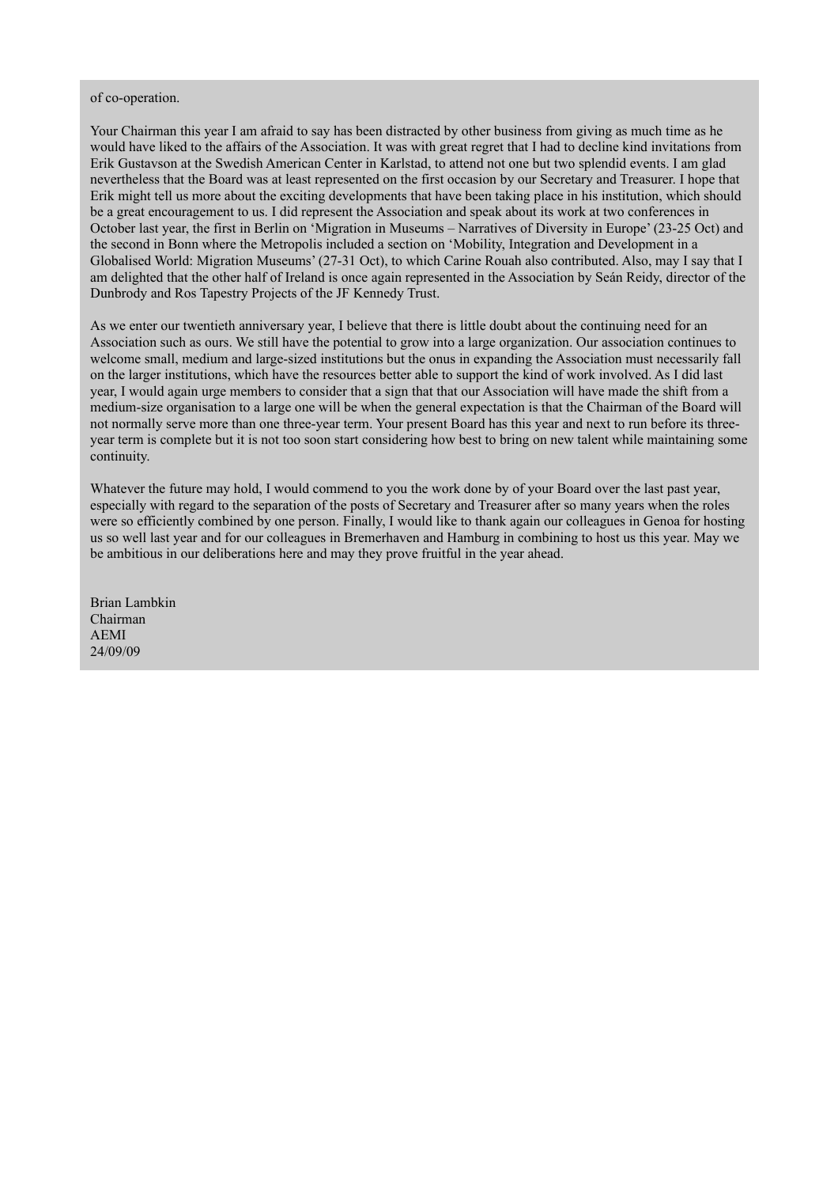of co-operation.

Your Chairman this year I am afraid to say has been distracted by other business from giving as much time as he would have liked to the affairs of the Association. It was with great regret that I had to decline kind invitations from Erik Gustavson at the Swedish American Center in Karlstad, to attend not one but two splendid events. I am glad nevertheless that the Board was at least represented on the first occasion by our Secretary and Treasurer. I hope that Erik might tell us more about the exciting developments that have been taking place in his institution, which should be a great encouragement to us. I did represent the Association and speak about its work at two conferences in October last year, the first in Berlin on 'Migration in Museums – Narratives of Diversity in Europe' (23-25 Oct) and the second in Bonn where the Metropolis included a section on 'Mobility, Integration and Development in a Globalised World: Migration Museums' (27-31 Oct), to which Carine Rouah also contributed. Also, may I say that I am delighted that the other half of Ireland is once again represented in the Association by Seán Reidy, director of the Dunbrody and Ros Tapestry Projects of the JF Kennedy Trust.

As we enter our twentieth anniversary year, I believe that there is little doubt about the continuing need for an Association such as ours. We still have the potential to grow into a large organization. Our association continues to welcome small, medium and large-sized institutions but the onus in expanding the Association must necessarily fall on the larger institutions, which have the resources better able to support the kind of work involved. As I did last year, I would again urge members to consider that a sign that that our Association will have made the shift from a medium-size organisation to a large one will be when the general expectation is that the Chairman of the Board will not normally serve more than one three-year term. Your present Board has this year and next to run before its three-year term is complete but it is not too soon start considering how best to bring on new talent while maintaining some continuity.

Whatever the future may hold, I would commend to you the work done by of your Board over the last past year, especially with regard to the separation of the posts of Secretary and Treasurer after so many years when the roles were so efficiently combined by one person. Finally, I would like to thank again our colleagues in Genoa for hosting us so well last year and for our colleagues in Bremerhaven and Hamburg in combining to host us this year. May we be ambitious in our deliberations here and may they prove fruitful in the year ahead.

Brian Lambkin  
Chairman  
AEMI  
24/09/09